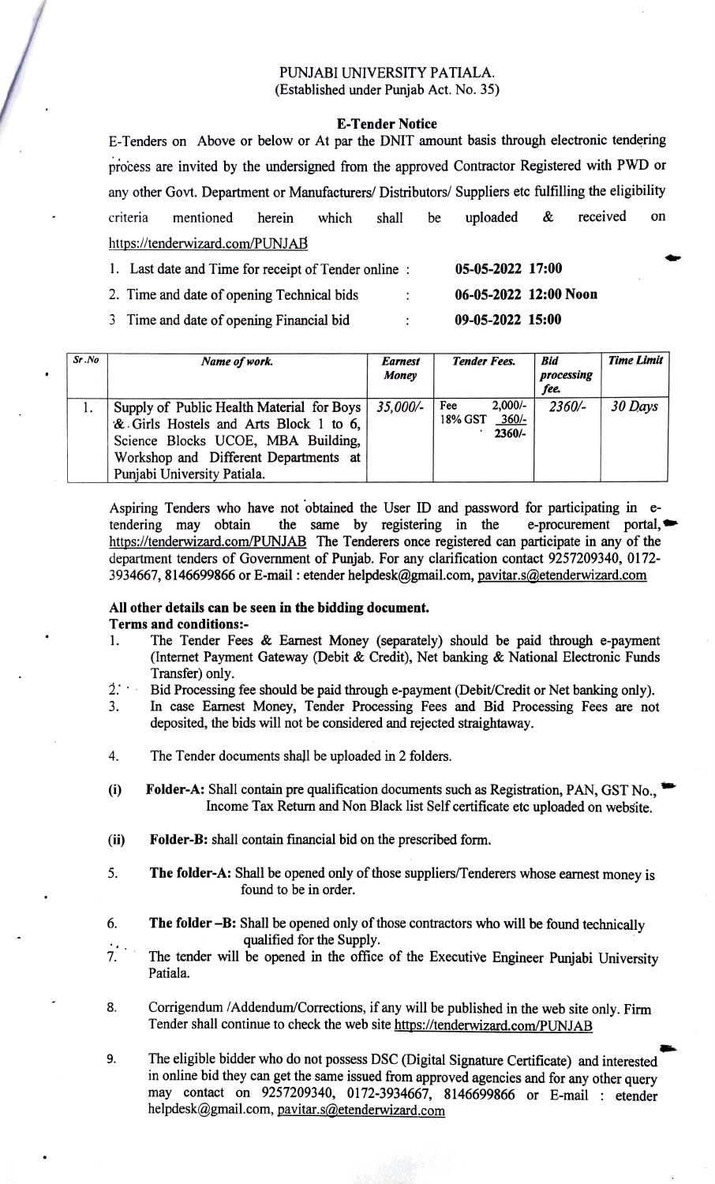# PUNJABI UNIVERSITY PATIALA.

(Established under Punjab Act. No. 35)

## E-Tender Notice

E-Tenders on Above or below or At par the DNIT amount basis through electronic tendering process are invited by the undersigned from the approved Contractor Registered with PWD or any other Govt. Department or Manufacturers/ Distributors/ Suppliers etc fulfilling the eligibility criteria mentioned herein which shall be uploaded & received on https://tenderwizard.com/PUNJAB

1. Last date and Time for receipt of Tender online : **05-05-2022 17:00**
2. Time and date of opening Technical bids : **06-05-2022 12:00 Noon**
3. Time and date of opening Financial bid : **09-05-2022 15:00**

| *Sr.No* | *Name of work.* | *Earnest Money* | *Tender Fees.* | *Bid processing fee.* | *Time Limit* |
|---|---|---|---|---|---|
| 1. | Supply of Public Health Material for Boys & Girls Hostels and Arts Block 1 to 6, Science Blocks UCOE, MBA Building, Workshop and Different Departments at Punjabi University Patiala. | *35,000/-* | Fee 2,000/-<br>18% GST 360/-<br>**2360/-** | *2360/-* | *30 Days* |

Aspiring Tenders who have not obtained the User ID and password for participating in e-tendering may obtain the same by registering in the e-procurement portal, https://tenderwizard.com/PUNJAB The Tenderers once registered can participate in any of the department tenders of Government of Punjab. For any clarification contact 9257209340, 0172-3934667, 8146699866 or E-mail : etender helpdesk@gmail.com, pavitar.s@etenderwizard.com

**All other details can be seen in the bidding document.**

**Terms and conditions:-**

1. The Tender Fees & Earnest Money (separately) should be paid through e-payment (Internet Payment Gateway (Debit & Credit), Net banking & National Electronic Funds Transfer) only.
2. Bid Processing fee should be paid through e-payment (Debit/Credit or Net banking only).
3. In case Earnest Money, Tender Processing Fees and Bid Processing Fees are not deposited, the bids will not be considered and rejected straightaway.
4. The Tender documents shall be uploaded in 2 folders.
   - **(i) Folder-A:** Shall contain pre qualification documents such as Registration, PAN, GST No., Income Tax Return and Non Black list Self certificate etc uploaded on website.
   - **(ii) Folder-B:** shall contain financial bid on the prescribed form.
5. **The folder-A:** Shall be opened only of those suppliers/Tenderers whose earnest money is found to be in order.
6. **The folder –B:** Shall be opened only of those contractors who will be found technically qualified for the Supply.
7. The tender will be opened in the office of the Executive Engineer Punjabi University Patiala.
8. Corrigendum /Addendum/Corrections, if any will be published in the web site only. Firm Tender shall continue to check the web site https://tenderwizard.com/PUNJAB
9. The eligible bidder who do not possess DSC (Digital Signature Certificate) and interested in online bid they can get the same issued from approved agencies and for any other query may contact on 9257209340, 0172-3934667, 8146699866 or E-mail : etender helpdesk@gmail.com, pavitar.s@etenderwizard.com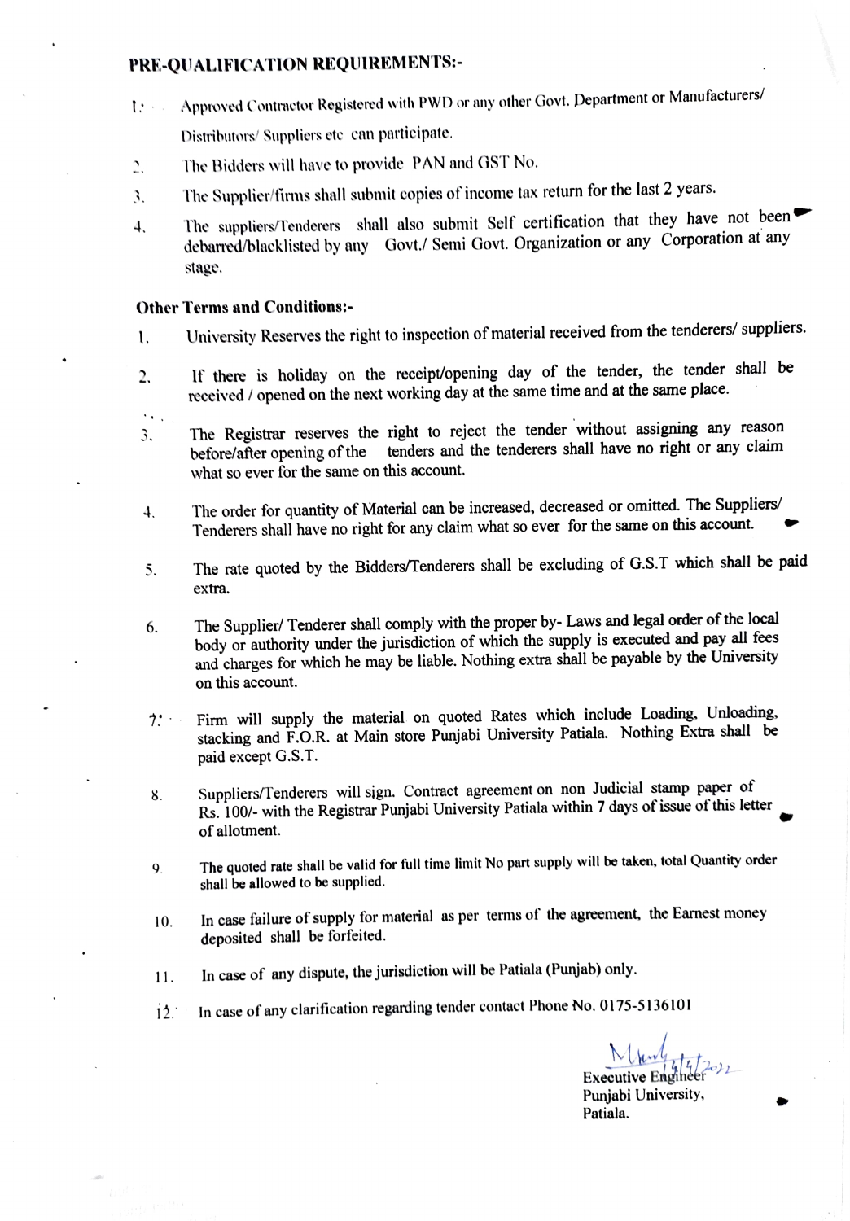## PRE-QUALIFICATION REQUIREMENTS:-

1. Approved Contractor Registered with PWD or any other Govt. Department or Manufacturers/ Distributors/ Suppliers etc can participate.
2. The Bidders will have to provide PAN and GST No.
3. The Supplier/firms shall submit copies of income tax return for the last 2 years.
4. The suppliers/Tenderers shall also submit Self certification that they have not been debarred/blacklisted by any Govt./ Semi Govt. Organization or any Corporation at any stage.

## Other Terms and Conditions:-

1. University Reserves the right to inspection of material received from the tenderers/ suppliers.
2. If there is holiday on the receipt/opening day of the tender, the tender shall be received / opened on the next working day at the same time and at the same place.
3. The Registrar reserves the right to reject the tender without assigning any reason before/after opening of the tenders and the tenderers shall have no right or any claim what so ever for the same on this account.
4. The order for quantity of Material can be increased, decreased or omitted. The Suppliers/ Tenderers shall have no right for any claim what so ever for the same on this account.
5. The rate quoted by the Bidders/Tenderers shall be excluding of G.S.T which shall be paid extra.
6. The Supplier/ Tenderer shall comply with the proper by- Laws and legal order of the local body or authority under the jurisdiction of which the supply is executed and pay all fees and charges for which he may be liable. Nothing extra shall be payable by the University on this account.
7. Firm will supply the material on quoted Rates which include Loading, Unloading, stacking and F.O.R. at Main store Punjabi University Patiala. Nothing Extra shall be paid except G.S.T.
8. Suppliers/Tenderers will sign. Contract agreement on non Judicial stamp paper of Rs. 100/- with the Registrar Punjabi University Patiala within 7 days of issue of this letter of allotment.
9. The quoted rate shall be valid for full time limit No part supply will be taken, total Quantity order shall be allowed to be supplied.
10. In case failure of supply for material as per terms of the agreement, the Earnest money deposited shall be forfeited.
11. In case of any dispute, the jurisdiction will be Patiala (Punjab) only.
12. In case of any clarification regarding tender contact Phone No. 0175-5136101

Executive Engineer
Punjabi University,
Patiala.